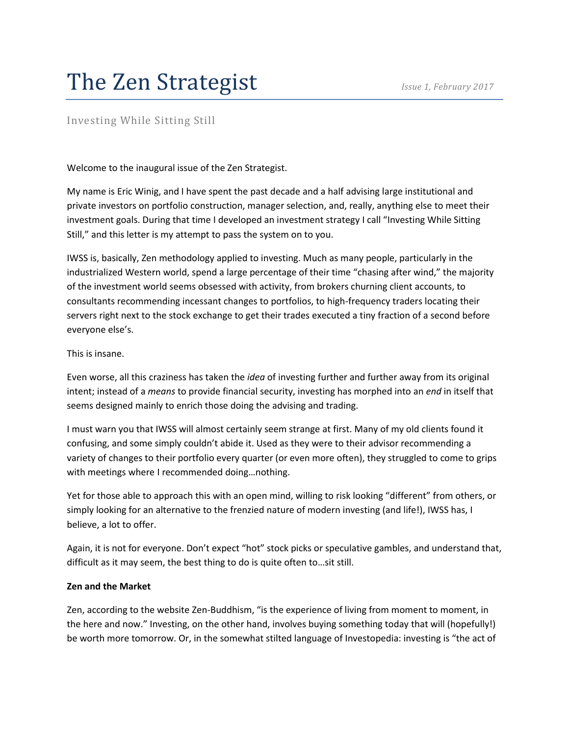# The Zen Strategist

*Issue 1, February 2017*

## Investing While Sitting Still

Welcome to the inaugural issue of the Zen Strategist.

My name is Eric Winig, and I have spent the past decade and a half advising large institutional and private investors on portfolio construction, manager selection, and, really, anything else to meet their investment goals. During that time I developed an investment strategy I call "Investing While Sitting Still," and this letter is my attempt to pass the system on to you.

IWSS is, basically, Zen methodology applied to investing. Much as many people, particularly in the industrialized Western world, spend a large percentage of their time "chasing after wind," the majority of the investment world seems obsessed with activity, from brokers churning client accounts, to consultants recommending incessant changes to portfolios, to high-frequency traders locating their servers right next to the stock exchange to get their trades executed a tiny fraction of a second before everyone else's.

This is insane.

Even worse, all this craziness has taken the *idea* of investing further and further away from its original intent; instead of a *means* to provide financial security, investing has morphed into an *end* in itself that seems designed mainly to enrich those doing the advising and trading.

I must warn you that IWSS will almost certainly seem strange at first. Many of my old clients found it confusing, and some simply couldn't abide it. Used as they were to their advisor recommending a variety of changes to their portfolio every quarter (or even more often), they struggled to come to grips with meetings where I recommended doing…nothing.

Yet for those able to approach this with an open mind, willing to risk looking "different" from others, or simply looking for an alternative to the frenzied nature of modern investing (and life!), IWSS has, I believe, a lot to offer.

Again, it is not for everyone. Don't expect "hot" stock picks or speculative gambles, and understand that, difficult as it may seem, the best thing to do is quite often to…sit still.

**Zen and the Market**

Zen, according to the website Zen-Buddhism, "is the experience of living from moment to moment, in the here and now." Investing, on the other hand, involves buying something today that will (hopefully!) be worth more tomorrow. Or, in the somewhat stilted language of Investopedia: investing is "the act of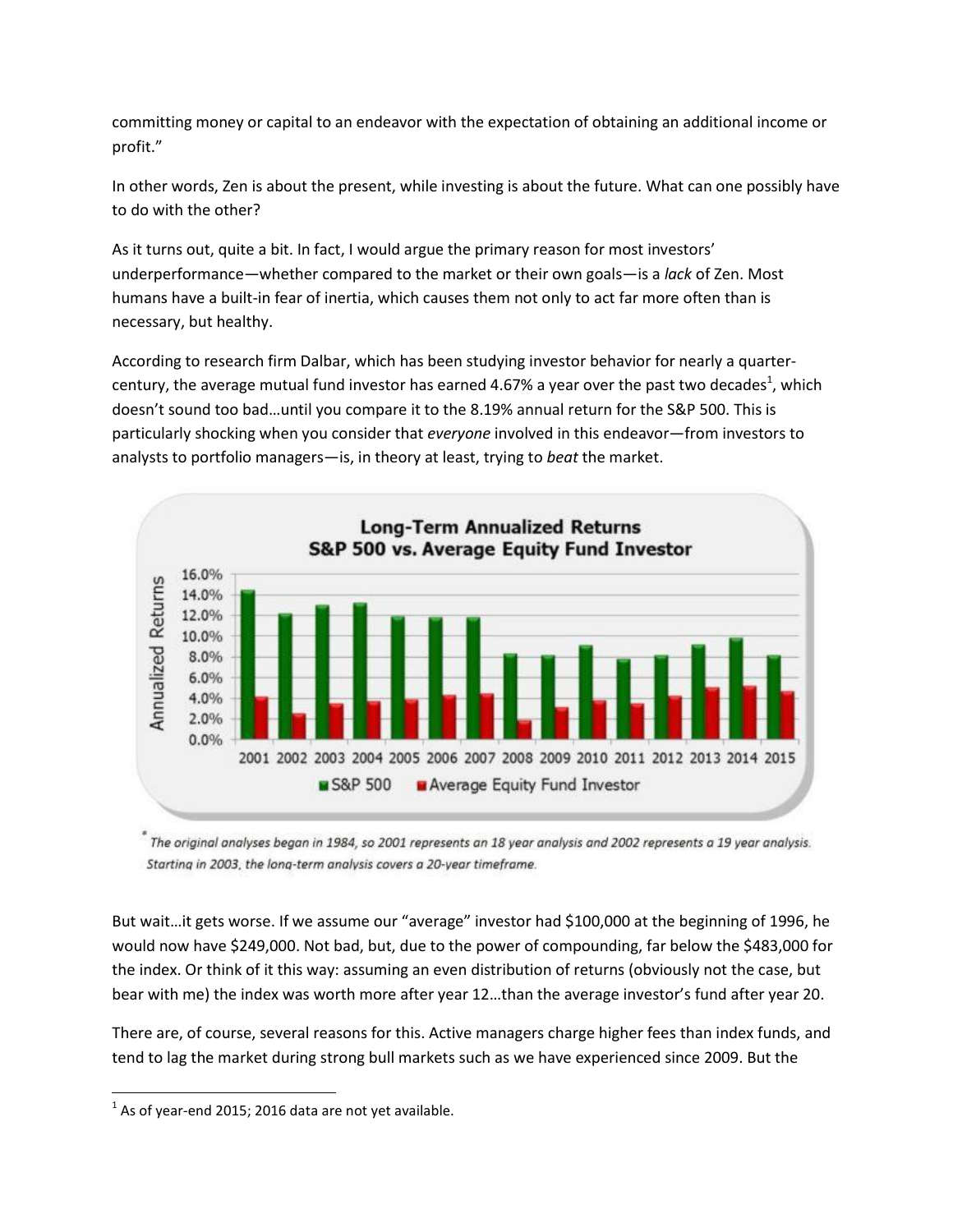committing money or capital to an endeavor with the expectation of obtaining an additional income or profit."

In other words, Zen is about the present, while investing is about the future. What can one possibly have to do with the other?

As it turns out, quite a bit. In fact, I would argue the primary reason for most investors' underperformance—whether compared to the market or their own goals—is a *lack* of Zen. Most humans have a built-in fear of inertia, which causes them not only to act far more often than is necessary, but healthy.

According to research firm Dalbar, which has been studying investor behavior for nearly a quarter-century, the average mutual fund investor has earned 4.67% a year over the past two decades[1], which doesn't sound too bad…until you compare it to the 8.19% annual return for the S&P 500. This is particularly shocking when you consider that *everyone* involved in this endeavor—from investors to analysts to portfolio managers—is, in theory at least, trying to *beat* the market.

\* The original analyses began in 1984, so 2001 represents an 18 year analysis and 2002 represents a 19 year analysis. Starting in 2003, the long-term analysis covers a 20-year timeframe.

But wait…it gets worse. If we assume our "average" investor had $100,000 at the beginning of 1996, he would now have $249,000. Not bad, but, due to the power of compounding, far below the $483,000 for the index. Or think of it this way: assuming an even distribution of returns (obviously not the case, but bear with me) the index was worth more after year 12…than the average investor's fund after year 20.

There are, of course, several reasons for this. Active managers charge higher fees than index funds, and tend to lag the market during strong bull markets such as we have experienced since 2009. But the

[1] As of year-end 2015; 2016 data are not yet available.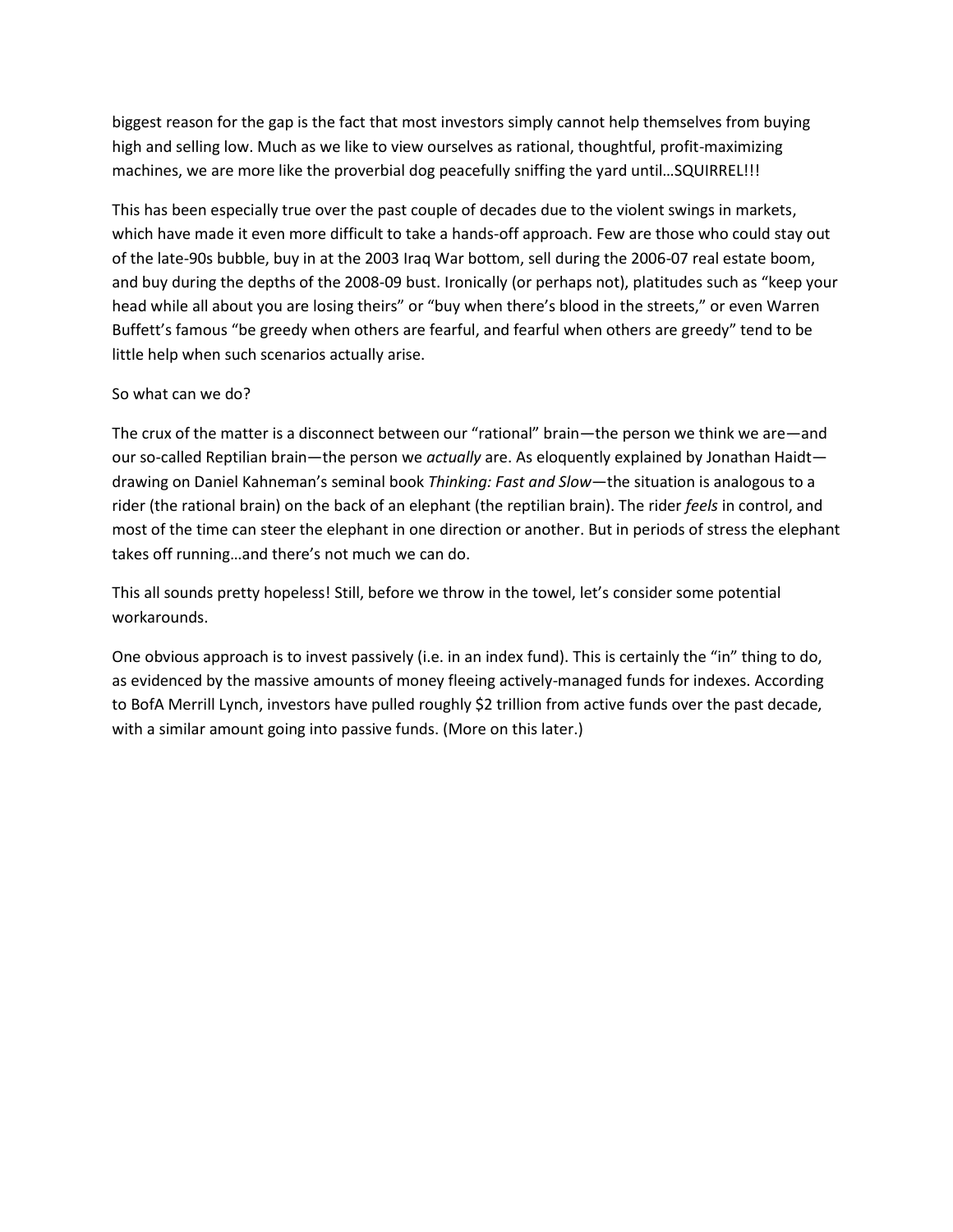biggest reason for the gap is the fact that most investors simply cannot help themselves from buying high and selling low. Much as we like to view ourselves as rational, thoughtful, profit-maximizing machines, we are more like the proverbial dog peacefully sniffing the yard until…SQUIRREL!!!

This has been especially true over the past couple of decades due to the violent swings in markets, which have made it even more difficult to take a hands-off approach. Few are those who could stay out of the late-90s bubble, buy in at the 2003 Iraq War bottom, sell during the 2006-07 real estate boom, and buy during the depths of the 2008-09 bust. Ironically (or perhaps not), platitudes such as "keep your head while all about you are losing theirs" or "buy when there's blood in the streets," or even Warren Buffett's famous "be greedy when others are fearful, and fearful when others are greedy" tend to be little help when such scenarios actually arise.

So what can we do?

The crux of the matter is a disconnect between our "rational" brain—the person we think we are—and our so-called Reptilian brain—the person we *actually* are. As eloquently explained by Jonathan Haidt—drawing on Daniel Kahneman's seminal book *Thinking: Fast and Slow*—the situation is analogous to a rider (the rational brain) on the back of an elephant (the reptilian brain). The rider *feels* in control, and most of the time can steer the elephant in one direction or another. But in periods of stress the elephant takes off running…and there's not much we can do.

This all sounds pretty hopeless! Still, before we throw in the towel, let's consider some potential workarounds.

One obvious approach is to invest passively (i.e. in an index fund). This is certainly the "in" thing to do, as evidenced by the massive amounts of money fleeing actively-managed funds for indexes. According to BofA Merrill Lynch, investors have pulled roughly $2 trillion from active funds over the past decade, with a similar amount going into passive funds. (More on this later.)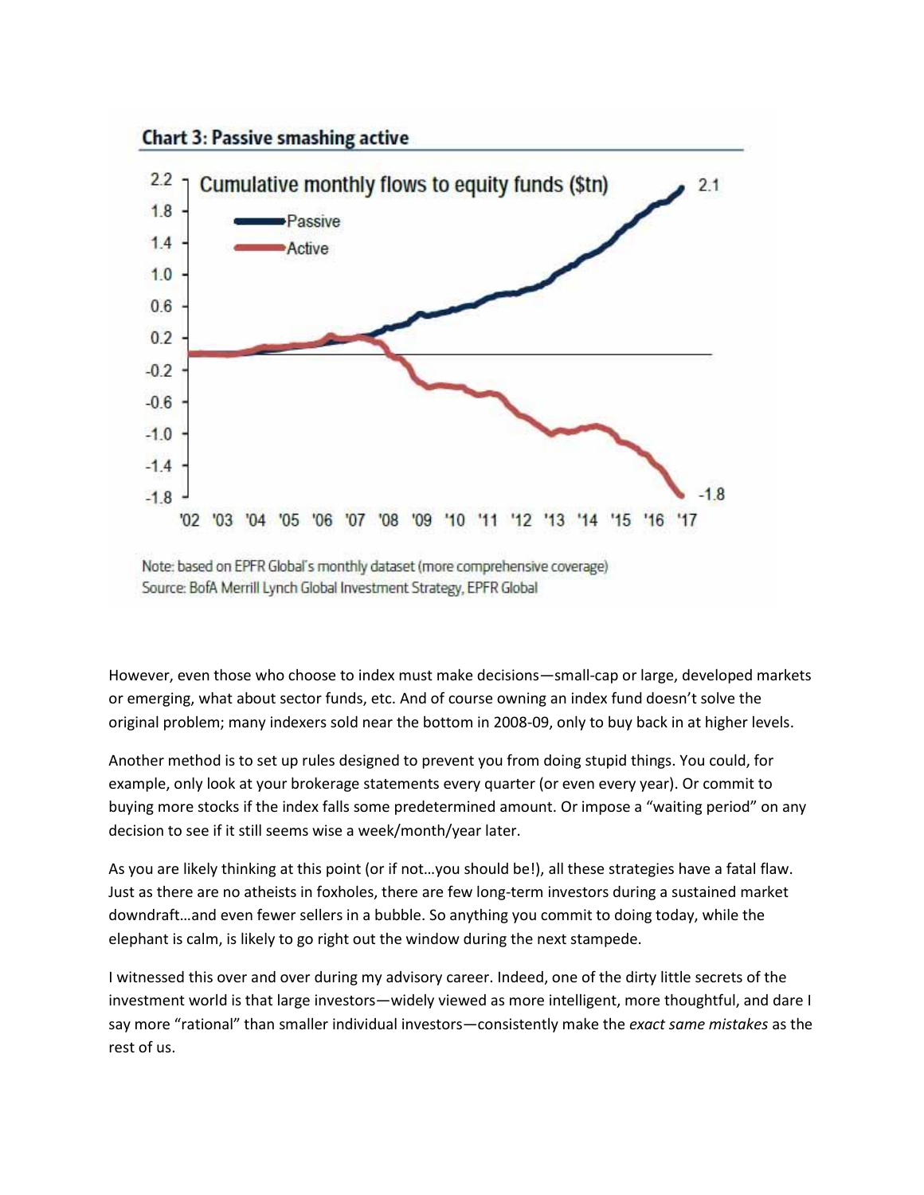**Chart 3: Passive smashing active**

Note: based on EPFR Global's monthly dataset (more comprehensive coverage)
Source: BofA Merrill Lynch Global Investment Strategy, EPFR Global

However, even those who choose to index must make decisions—small-cap or large, developed markets or emerging, what about sector funds, etc. And of course owning an index fund doesn't solve the original problem; many indexers sold near the bottom in 2008-09, only to buy back in at higher levels.

Another method is to set up rules designed to prevent you from doing stupid things. You could, for example, only look at your brokerage statements every quarter (or even every year). Or commit to buying more stocks if the index falls some predetermined amount. Or impose a "waiting period" on any decision to see if it still seems wise a week/month/year later.

As you are likely thinking at this point (or if not…you should be!), all these strategies have a fatal flaw. Just as there are no atheists in foxholes, there are few long-term investors during a sustained market downdraft…and even fewer sellers in a bubble. So anything you commit to doing today, while the elephant is calm, is likely to go right out the window during the next stampede.

I witnessed this over and over during my advisory career. Indeed, one of the dirty little secrets of the investment world is that large investors—widely viewed as more intelligent, more thoughtful, and dare I say more "rational" than smaller individual investors—consistently make the *exact same mistakes* as the rest of us.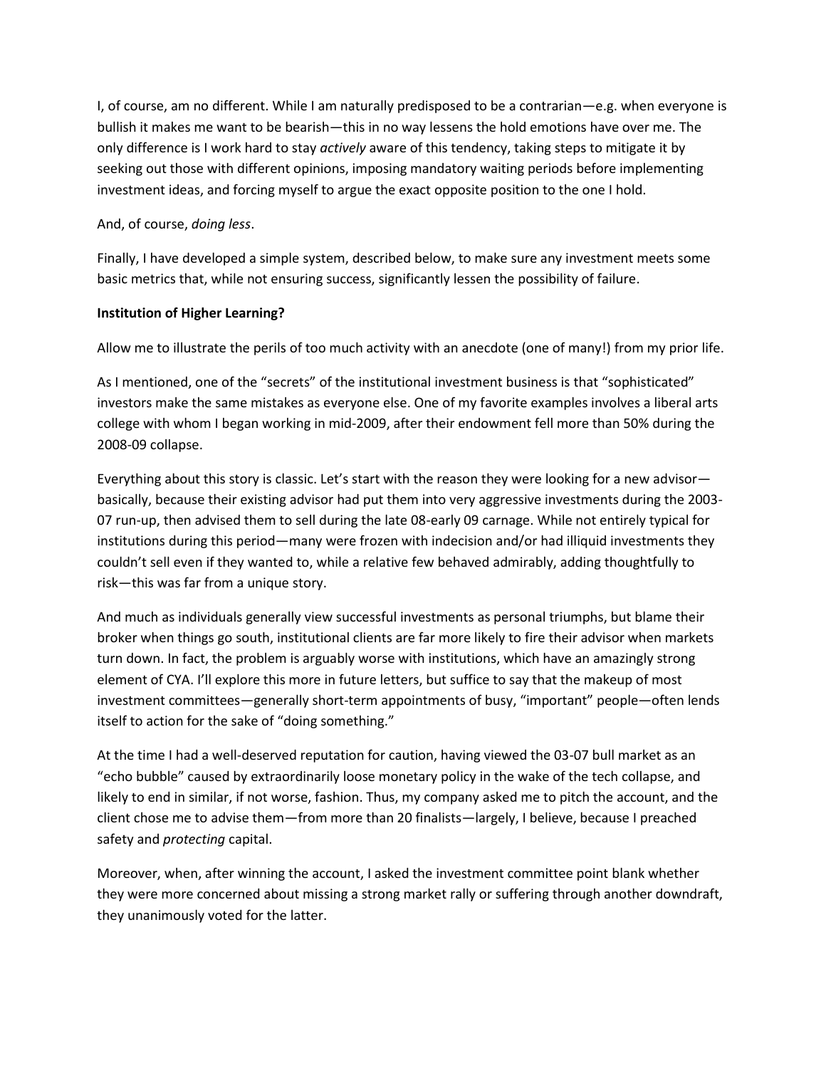I, of course, am no different. While I am naturally predisposed to be a contrarian—e.g. when everyone is bullish it makes me want to be bearish—this in no way lessens the hold emotions have over me. The only difference is I work hard to stay *actively* aware of this tendency, taking steps to mitigate it by seeking out those with different opinions, imposing mandatory waiting periods before implementing investment ideas, and forcing myself to argue the exact opposite position to the one I hold.

And, of course, *doing less*.

Finally, I have developed a simple system, described below, to make sure any investment meets some basic metrics that, while not ensuring success, significantly lessen the possibility of failure.

**Institution of Higher Learning?**

Allow me to illustrate the perils of too much activity with an anecdote (one of many!) from my prior life.

As I mentioned, one of the "secrets" of the institutional investment business is that "sophisticated" investors make the same mistakes as everyone else. One of my favorite examples involves a liberal arts college with whom I began working in mid-2009, after their endowment fell more than 50% during the 2008-09 collapse.

Everything about this story is classic. Let's start with the reason they were looking for a new advisor—basically, because their existing advisor had put them into very aggressive investments during the 2003-07 run-up, then advised them to sell during the late 08-early 09 carnage. While not entirely typical for institutions during this period—many were frozen with indecision and/or had illiquid investments they couldn't sell even if they wanted to, while a relative few behaved admirably, adding thoughtfully to risk—this was far from a unique story.

And much as individuals generally view successful investments as personal triumphs, but blame their broker when things go south, institutional clients are far more likely to fire their advisor when markets turn down. In fact, the problem is arguably worse with institutions, which have an amazingly strong element of CYA. I'll explore this more in future letters, but suffice to say that the makeup of most investment committees—generally short-term appointments of busy, "important" people—often lends itself to action for the sake of "doing something."

At the time I had a well-deserved reputation for caution, having viewed the 03-07 bull market as an "echo bubble" caused by extraordinarily loose monetary policy in the wake of the tech collapse, and likely to end in similar, if not worse, fashion. Thus, my company asked me to pitch the account, and the client chose me to advise them—from more than 20 finalists—largely, I believe, because I preached safety and *protecting* capital.

Moreover, when, after winning the account, I asked the investment committee point blank whether they were more concerned about missing a strong market rally or suffering through another downdraft, they unanimously voted for the latter.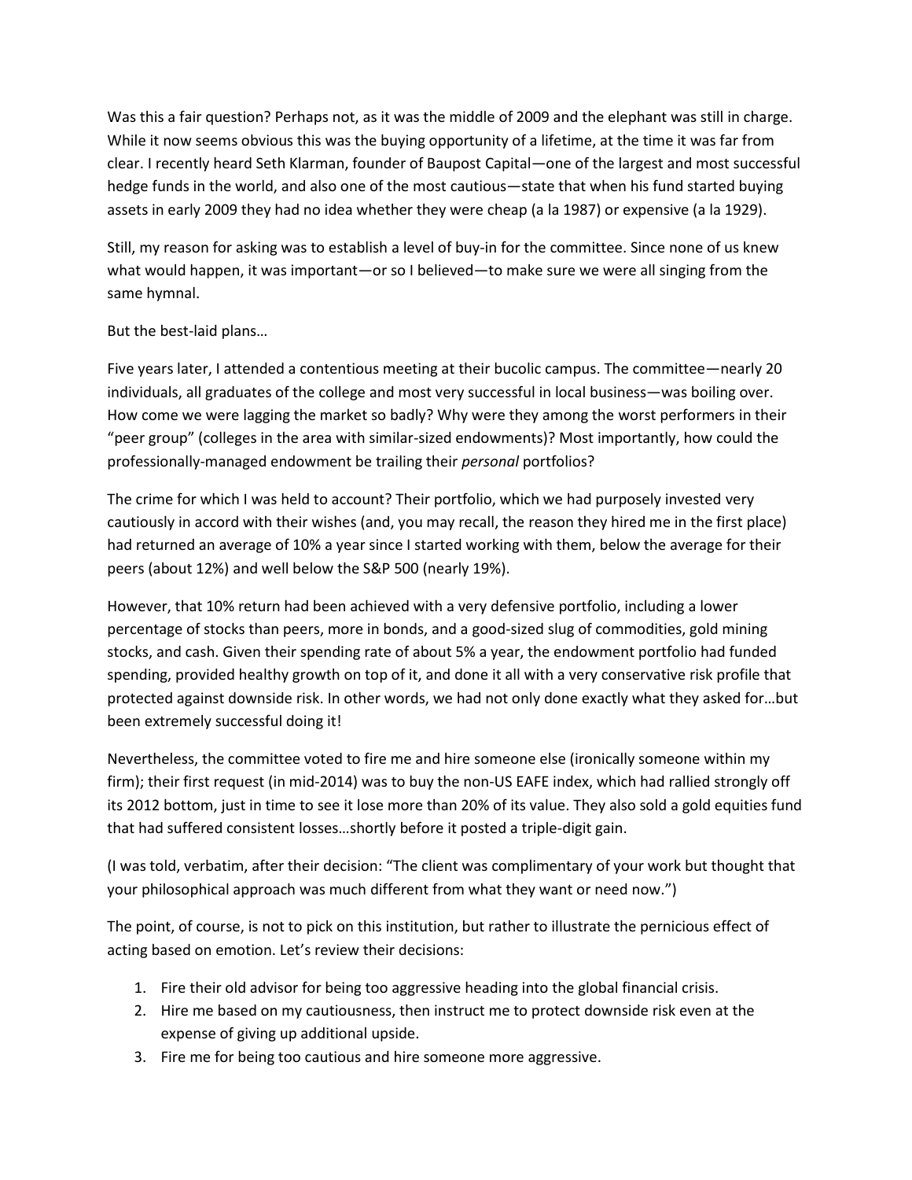Was this a fair question? Perhaps not, as it was the middle of 2009 and the elephant was still in charge. While it now seems obvious this was the buying opportunity of a lifetime, at the time it was far from clear. I recently heard Seth Klarman, founder of Baupost Capital—one of the largest and most successful hedge funds in the world, and also one of the most cautious—state that when his fund started buying assets in early 2009 they had no idea whether they were cheap (a la 1987) or expensive (a la 1929).

Still, my reason for asking was to establish a level of buy-in for the committee. Since none of us knew what would happen, it was important—or so I believed—to make sure we were all singing from the same hymnal.

But the best-laid plans…

Five years later, I attended a contentious meeting at their bucolic campus. The committee—nearly 20 individuals, all graduates of the college and most very successful in local business—was boiling over. How come we were lagging the market so badly? Why were they among the worst performers in their "peer group" (colleges in the area with similar-sized endowments)? Most importantly, how could the professionally-managed endowment be trailing their *personal* portfolios?

The crime for which I was held to account? Their portfolio, which we had purposely invested very cautiously in accord with their wishes (and, you may recall, the reason they hired me in the first place) had returned an average of 10% a year since I started working with them, below the average for their peers (about 12%) and well below the S&P 500 (nearly 19%).

However, that 10% return had been achieved with a very defensive portfolio, including a lower percentage of stocks than peers, more in bonds, and a good-sized slug of commodities, gold mining stocks, and cash. Given their spending rate of about 5% a year, the endowment portfolio had funded spending, provided healthy growth on top of it, and done it all with a very conservative risk profile that protected against downside risk. In other words, we had not only done exactly what they asked for…but been extremely successful doing it!

Nevertheless, the committee voted to fire me and hire someone else (ironically someone within my firm); their first request (in mid-2014) was to buy the non-US EAFE index, which had rallied strongly off its 2012 bottom, just in time to see it lose more than 20% of its value. They also sold a gold equities fund that had suffered consistent losses…shortly before it posted a triple-digit gain.

(I was told, verbatim, after their decision: "The client was complimentary of your work but thought that your philosophical approach was much different from what they want or need now.")

The point, of course, is not to pick on this institution, but rather to illustrate the pernicious effect of acting based on emotion. Let's review their decisions:

1. Fire their old advisor for being too aggressive heading into the global financial crisis.
2. Hire me based on my cautiousness, then instruct me to protect downside risk even at the expense of giving up additional upside.
3. Fire me for being too cautious and hire someone more aggressive.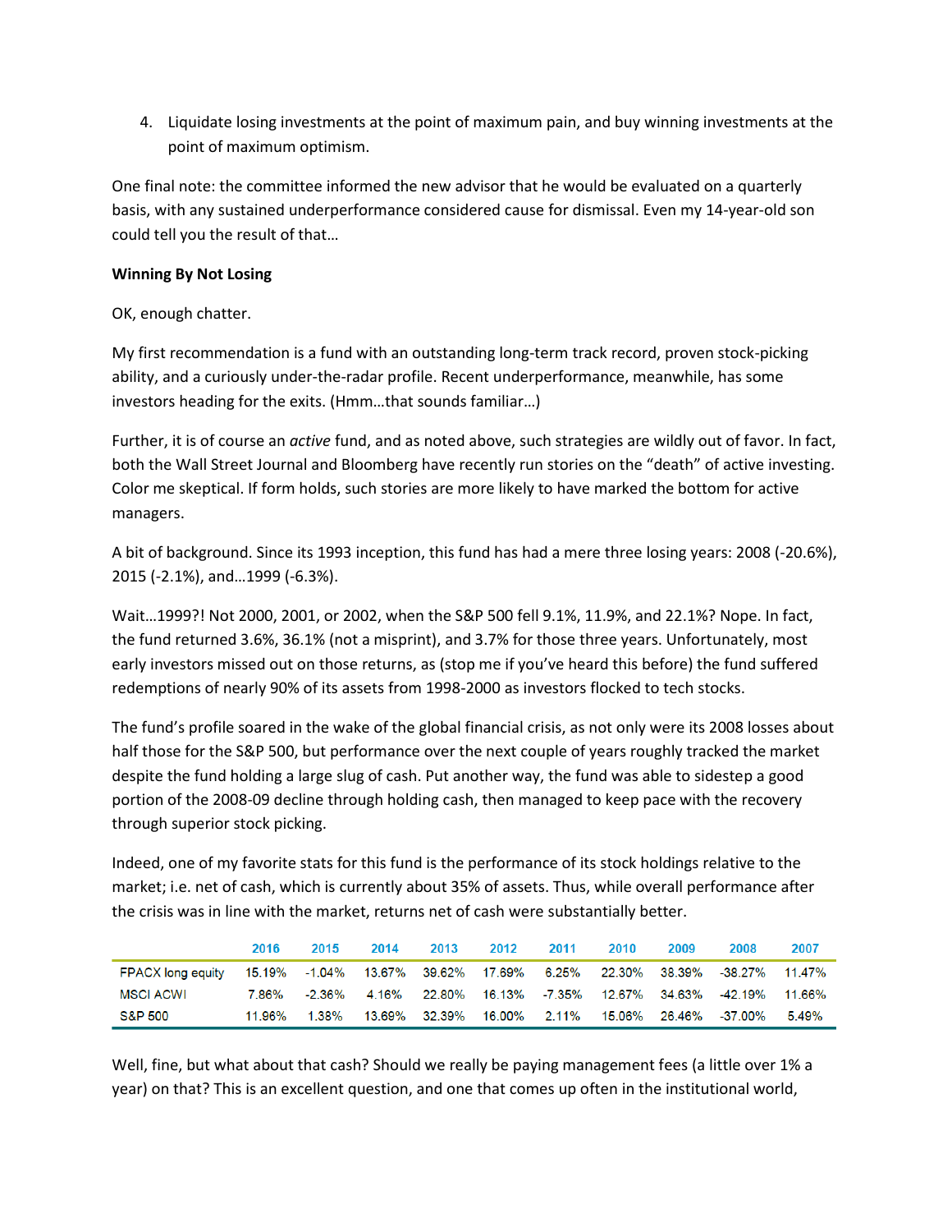4. Liquidate losing investments at the point of maximum pain, and buy winning investments at the point of maximum optimism.

One final note: the committee informed the new advisor that he would be evaluated on a quarterly basis, with any sustained underperformance considered cause for dismissal. Even my 14-year-old son could tell you the result of that…

**Winning By Not Losing**

OK, enough chatter.

My first recommendation is a fund with an outstanding long-term track record, proven stock-picking ability, and a curiously under-the-radar profile. Recent underperformance, meanwhile, has some investors heading for the exits. (Hmm…that sounds familiar…)

Further, it is of course an *active* fund, and as noted above, such strategies are wildly out of favor. In fact, both the Wall Street Journal and Bloomberg have recently run stories on the "death" of active investing. Color me skeptical. If form holds, such stories are more likely to have marked the bottom for active managers.

A bit of background. Since its 1993 inception, this fund has had a mere three losing years: 2008 (-20.6%), 2015 (-2.1%), and…1999 (-6.3%).

Wait…1999?! Not 2000, 2001, or 2002, when the S&P 500 fell 9.1%, 11.9%, and 22.1%? Nope. In fact, the fund returned 3.6%, 36.1% (not a misprint), and 3.7% for those three years. Unfortunately, most early investors missed out on those returns, as (stop me if you've heard this before) the fund suffered redemptions of nearly 90% of its assets from 1998-2000 as investors flocked to tech stocks.

The fund's profile soared in the wake of the global financial crisis, as not only were its 2008 losses about half those for the S&P 500, but performance over the next couple of years roughly tracked the market despite the fund holding a large slug of cash. Put another way, the fund was able to sidestep a good portion of the 2008-09 decline through holding cash, then managed to keep pace with the recovery through superior stock picking.

Indeed, one of my favorite stats for this fund is the performance of its stock holdings relative to the market; i.e. net of cash, which is currently about 35% of assets. Thus, while overall performance after the crisis was in line with the market, returns net of cash were substantially better.

| | 2016 | 2015 | 2014 | 2013 | 2012 | 2011 | 2010 | 2009 | 2008 | 2007 |
|---|---|---|---|---|---|---|---|---|---|---|
| FPACX long equity | 15.19% | -1.04% | 13.67% | 39.62% | 17.69% | 6.25% | 22.30% | 38.39% | -38.27% | 11.47% |
| MSCI ACWI | 7.86% | -2.36% | 4.16% | 22.80% | 16.13% | -7.35% | 12.67% | 34.63% | -42.19% | 11.66% |
| S&P 500 | 11.96% | 1.38% | 13.69% | 32.39% | 16.00% | 2.11% | 15.06% | 26.46% | -37.00% | 5.49% |

Well, fine, but what about that cash? Should we really be paying management fees (a little over 1% a year) on that? This is an excellent question, and one that comes up often in the institutional world,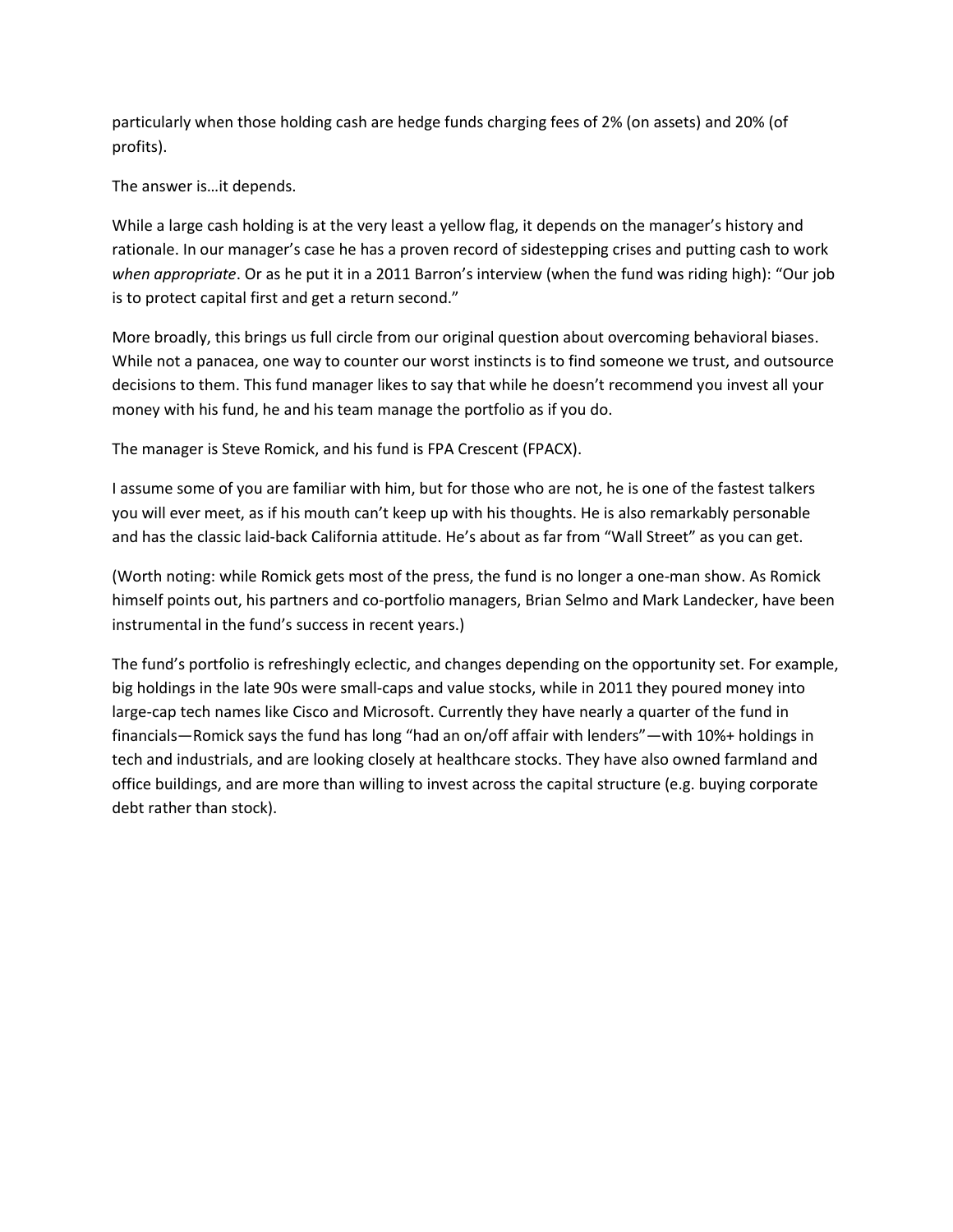particularly when those holding cash are hedge funds charging fees of 2% (on assets) and 20% (of profits).

The answer is…it depends.

While a large cash holding is at the very least a yellow flag, it depends on the manager's history and rationale. In our manager's case he has a proven record of sidestepping crises and putting cash to work *when appropriate*. Or as he put it in a 2011 Barron's interview (when the fund was riding high): "Our job is to protect capital first and get a return second."

More broadly, this brings us full circle from our original question about overcoming behavioral biases. While not a panacea, one way to counter our worst instincts is to find someone we trust, and outsource decisions to them. This fund manager likes to say that while he doesn't recommend you invest all your money with his fund, he and his team manage the portfolio as if you do.

The manager is Steve Romick, and his fund is FPA Crescent (FPACX).

I assume some of you are familiar with him, but for those who are not, he is one of the fastest talkers you will ever meet, as if his mouth can't keep up with his thoughts. He is also remarkably personable and has the classic laid-back California attitude. He's about as far from "Wall Street" as you can get.

(Worth noting: while Romick gets most of the press, the fund is no longer a one-man show. As Romick himself points out, his partners and co-portfolio managers, Brian Selmo and Mark Landecker, have been instrumental in the fund's success in recent years.)

The fund's portfolio is refreshingly eclectic, and changes depending on the opportunity set. For example, big holdings in the late 90s were small-caps and value stocks, while in 2011 they poured money into large-cap tech names like Cisco and Microsoft. Currently they have nearly a quarter of the fund in financials—Romick says the fund has long "had an on/off affair with lenders"—with 10%+ holdings in tech and industrials, and are looking closely at healthcare stocks. They have also owned farmland and office buildings, and are more than willing to invest across the capital structure (e.g. buying corporate debt rather than stock).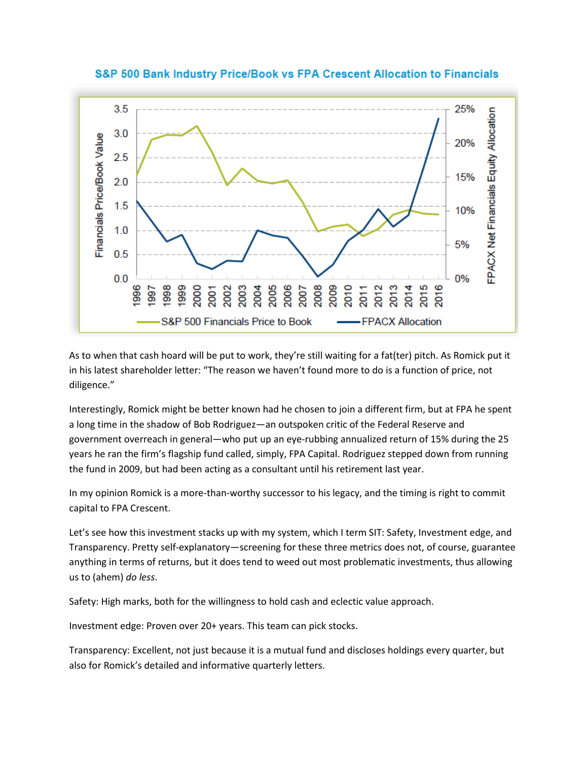**S&P 500 Bank Industry Price/Book vs FPA Crescent Allocation to Financials**

As to when that cash hoard will be put to work, they're still waiting for a fat(ter) pitch. As Romick put it in his latest shareholder letter: "The reason we haven't found more to do is a function of price, not diligence."

Interestingly, Romick might be better known had he chosen to join a different firm, but at FPA he spent a long time in the shadow of Bob Rodriguez—an outspoken critic of the Federal Reserve and government overreach in general—who put up an eye-rubbing annualized return of 15% during the 25 years he ran the firm's flagship fund called, simply, FPA Capital. Rodriguez stepped down from running the fund in 2009, but had been acting as a consultant until his retirement last year.

In my opinion Romick is a more-than-worthy successor to his legacy, and the timing is right to commit capital to FPA Crescent.

Let's see how this investment stacks up with my system, which I term SIT: Safety, Investment edge, and Transparency. Pretty self-explanatory—screening for these three metrics does not, of course, guarantee anything in terms of returns, but it does tend to weed out most problematic investments, thus allowing us to (ahem) *do less*.

Safety: High marks, both for the willingness to hold cash and eclectic value approach.

Investment edge: Proven over 20+ years. This team can pick stocks.

Transparency: Excellent, not just because it is a mutual fund and discloses holdings every quarter, but also for Romick's detailed and informative quarterly letters.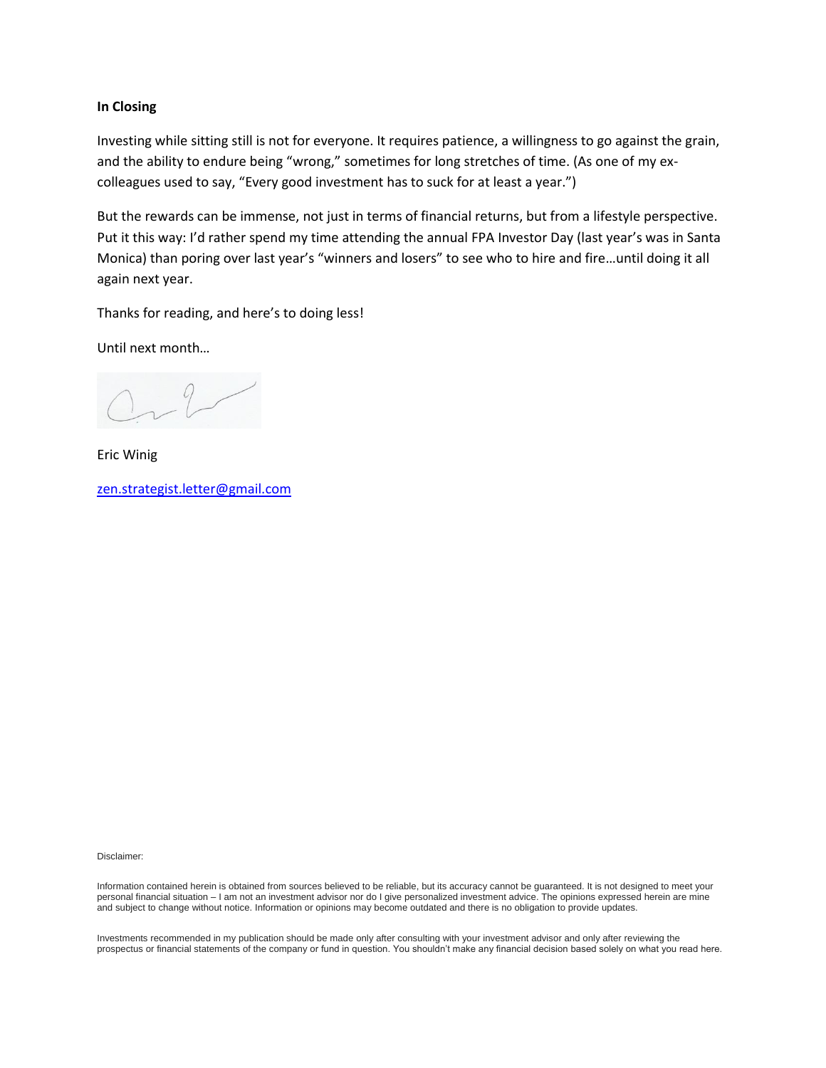**In Closing**

Investing while sitting still is not for everyone. It requires patience, a willingness to go against the grain, and the ability to endure being "wrong," sometimes for long stretches of time. (As one of my ex-colleagues used to say, "Every good investment has to suck for at least a year.")

But the rewards can be immense, not just in terms of financial returns, but from a lifestyle perspective. Put it this way: I'd rather spend my time attending the annual FPA Investor Day (last year's was in Santa Monica) than poring over last year's "winners and losers" to see who to hire and fire…until doing it all again next year.

Thanks for reading, and here's to doing less!

Until next month…

Eric Winig

zen.strategist.letter@gmail.com

Disclaimer:

Information contained herein is obtained from sources believed to be reliable, but its accuracy cannot be guaranteed. It is not designed to meet your personal financial situation – I am not an investment advisor nor do I give personalized investment advice. The opinions expressed herein are mine and subject to change without notice. Information or opinions may become outdated and there is no obligation to provide updates.

Investments recommended in my publication should be made only after consulting with your investment advisor and only after reviewing the prospectus or financial statements of the company or fund in question. You shouldn't make any financial decision based solely on what you read here.